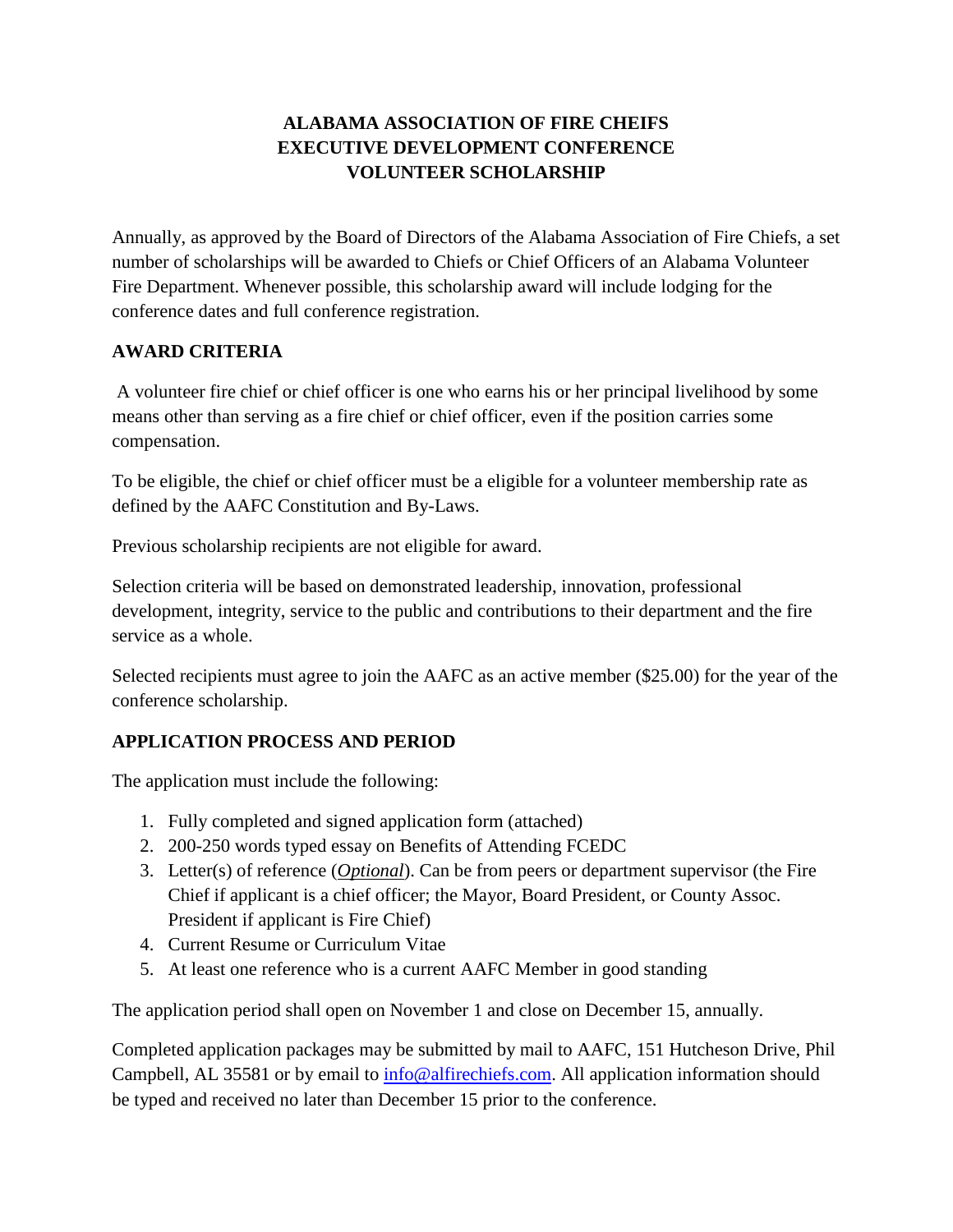# ALABAMA ASSOCIATION OF FIRE CHEIFS
# EXECUTIVE DEVELOPMENT CONFERENCE
# VOLUNTEER SCHOLARSHIP

Annually, as approved by the Board of Directors of the Alabama Association of Fire Chiefs, a set number of scholarships will be awarded to Chiefs or Chief Officers of an Alabama Volunteer Fire Department. Whenever possible, this scholarship award will include lodging for the conference dates and full conference registration.

## AWARD CRITERIA

A volunteer fire chief or chief officer is one who earns his or her principal livelihood by some means other than serving as a fire chief or chief officer, even if the position carries some compensation.

To be eligible, the chief or chief officer must be a eligible for a volunteer membership rate as defined by the AAFC Constitution and By-Laws.

Previous scholarship recipients are not eligible for award.

Selection criteria will be based on demonstrated leadership, innovation, professional development, integrity, service to the public and contributions to their department and the fire service as a whole.

Selected recipients must agree to join the AAFC as an active member ($25.00) for the year of the conference scholarship.

## APPLICATION PROCESS AND PERIOD

The application must include the following:

1. Fully completed and signed application form (attached)
2. 200-250 words typed essay on Benefits of Attending FCEDC
3. Letter(s) of reference (***Optional***). Can be from peers or department supervisor (the Fire Chief if applicant is a chief officer; the Mayor, Board President, or County Assoc. President if applicant is Fire Chief)
4. Current Resume or Curriculum Vitae
5. At least one reference who is a current AAFC Member in good standing

The application period shall open on November 1 and close on December 15, annually.

Completed application packages may be submitted by mail to AAFC, 151 Hutcheson Drive, Phil Campbell, AL 35581 or by email to info@alfirechiefs.com. All application information should be typed and received no later than December 15 prior to the conference.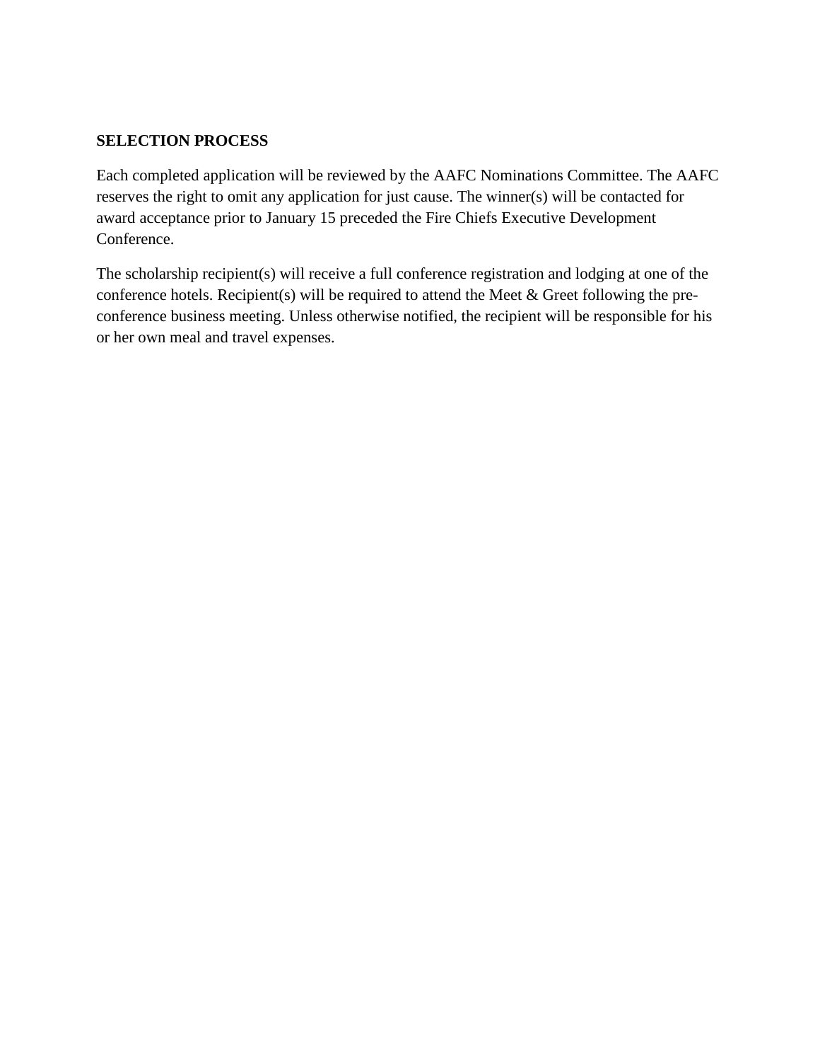**SELECTION PROCESS**

Each completed application will be reviewed by the AAFC Nominations Committee. The AAFC reserves the right to omit any application for just cause. The winner(s) will be contacted for award acceptance prior to January 15 preceded the Fire Chiefs Executive Development Conference.

The scholarship recipient(s) will receive a full conference registration and lodging at one of the conference hotels. Recipient(s) will be required to attend the Meet & Greet following the pre-conference business meeting. Unless otherwise notified, the recipient will be responsible for his or her own meal and travel expenses.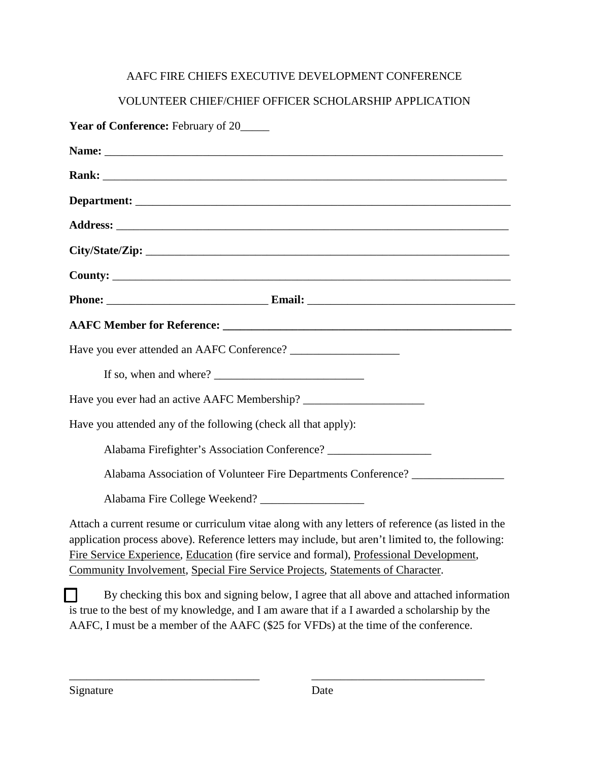AAFC FIRE CHIEFS EXECUTIVE DEVELOPMENT CONFERENCE

VOLUNTEER CHIEF/CHIEF OFFICER SCHOLARSHIP APPLICATION

**Year of Conference:** February of 20_____

**Name:** ______________________________________________________________________

**Rank:** ______________________________________________________________________

**Department:** _________________________________________________________________

**Address:** ____________________________________________________________________

**City/State/Zip:** ______________________________________________________________

**County:** _____________________________________________________________________

**Phone:** ____________________________ **Email:** ____________________________________

**AAFC Member for Reference:** ___________________________________________________

Have you ever attended an AAFC Conference? ___________________

If so, when and where? __________________________

Have you ever had an active AAFC Membership? _____________________

Have you attended any of the following (check all that apply):

Alabama Firefighter's Association Conference? __________________

Alabama Association of Volunteer Fire Departments Conference? ________________

Alabama Fire College Weekend? __________________

Attach a current resume or curriculum vitae along with any letters of reference (as listed in the application process above). Reference letters may include, but aren't limited to, the following: Fire Service Experience, Education (fire service and formal), Professional Development, Community Involvement, Special Fire Service Projects, Statements of Character.

☐ By checking this box and signing below, I agree that all above and attached information is true to the best of my knowledge, and I am aware that if a I awarded a scholarship by the AAFC, I must be a member of the AAFC ($25 for VFDs) at the time of the conference.

_________________________________ _______________________________

Signature Date